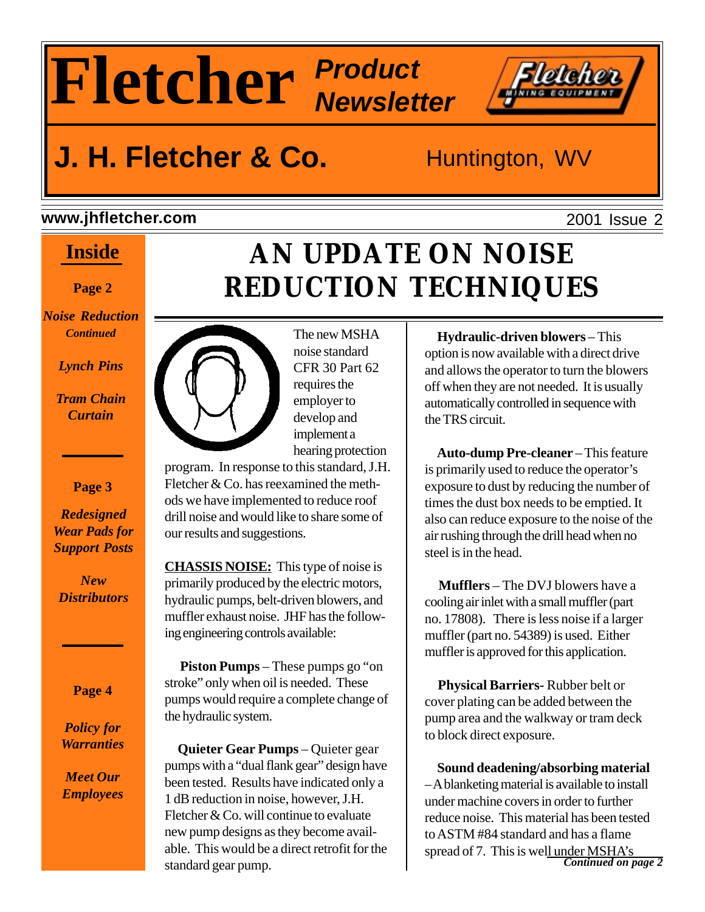# Fletcher *Product Newsletter*

## J. H. Fletcher & Co. — Huntington, WV

**www.jhfletcher.com** — 2001 Issue 2

**Inside**

**Page 2**

*Noise Reduction Continued*

*Lynch Pins*

*Tram Chain Curtain*

**Page 3**

*Redesigned Wear Pads for Support Posts*

*New Distributors*

**Page 4**

*Policy for Warranties*

*Meet Our Employees*

# AN UPDATE ON NOISE REDUCTION TECHNIQUES

The new MSHA noise standard CFR 30 Part 62 requires the employer to develop and implement a hearing protection program. In response to this standard, J.H. Fletcher & Co. has reexamined the methods we have implemented to reduce roof drill noise and would like to share some of our results and suggestions.

**CHASSIS NOISE:** This type of noise is primarily produced by the electric motors, hydraulic pumps, belt-driven blowers, and muffler exhaust noise. JHF has the following engineering controls available:

**Piston Pumps** – These pumps go "on stroke" only when oil is needed. These pumps would require a complete change of the hydraulic system.

**Quieter Gear Pumps** – Quieter gear pumps with a "dual flank gear" design have been tested. Results have indicated only a 1 dB reduction in noise, however, J.H. Fletcher & Co. will continue to evaluate new pump designs as they become available. This would be a direct retrofit for the standard gear pump.

**Hydraulic-driven blowers** – This option is now available with a direct drive and allows the operator to turn the blowers off when they are not needed. It is usually automatically controlled in sequence with the TRS circuit.

**Auto-dump Pre-cleaner** – This feature is primarily used to reduce the operator's exposure to dust by reducing the number of times the dust box needs to be emptied. It also can reduce exposure to the noise of the air rushing through the drill head when no steel is in the head.

**Mufflers** – The DVJ blowers have a cooling air inlet with a small muffler (part no. 17808). There is less noise if a larger muffler (part no. 54389) is used. Either muffler is approved for this application.

**Physical Barriers-** Rubber belt or cover plating can be added between the pump area and the walkway or tram deck to block direct exposure.

**Sound deadening/absorbing material** – A blanketing material is available to install under machine covers in order to further reduce noise. This material has been tested to ASTM #84 standard and has a flame spread of 7. This is well under MSHA's

***Continued on page 2***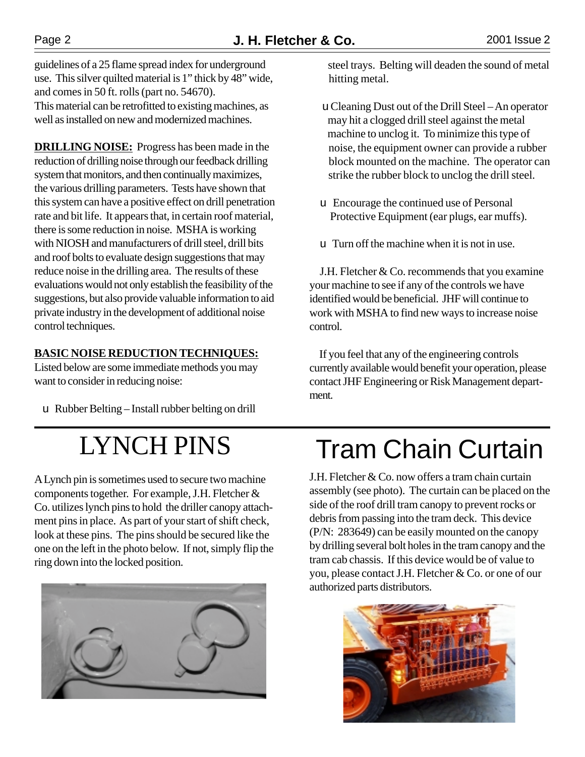guidelines of a 25 flame spread index for underground use. This silver quilted material is 1" thick by 48" wide, and comes in 50 ft. rolls (part no. 54670). This material can be retrofitted to existing machines, as well as installed on new and modernized machines.

**DRILLING NOISE:** Progress has been made in the reduction of drilling noise through our feedback drilling system that monitors, and then continually maximizes, the various drilling parameters. Tests have shown that this system can have a positive effect on drill penetration rate and bit life. It appears that, in certain roof material, there is some reduction in noise. MSHA is working with NIOSH and manufacturers of drill steel, drill bits and roof bolts to evaluate design suggestions that may reduce noise in the drilling area. The results of these evaluations would not only establish the feasibility of the suggestions, but also provide valuable information to aid private industry in the development of additional noise control techniques.

**BASIC NOISE REDUCTION TECHNIQUES:**
Listed below are some immediate methods you may want to consider in reducing noise:

- Rubber Belting – Install rubber belting on drill steel trays. Belting will deaden the sound of metal hitting metal.
- Cleaning Dust out of the Drill Steel – An operator may hit a clogged drill steel against the metal machine to unclog it. To minimize this type of noise, the equipment owner can provide a rubber block mounted on the machine. The operator can strike the rubber block to unclog the drill steel.
- Encourage the continued use of Personal Protective Equipment (ear plugs, ear muffs).
- Turn off the machine when it is not in use.

J.H. Fletcher & Co. recommends that you examine your machine to see if any of the controls we have identified would be beneficial. JHF will continue to work with MSHA to find new ways to increase noise control.

If you feel that any of the engineering controls currently available would benefit your operation, please contact JHF Engineering or Risk Management department.

# LYNCH PINS

A Lynch pin is sometimes used to secure two machine components together. For example, J.H. Fletcher & Co. utilizes lynch pins to hold the driller canopy attachment pins in place. As part of your start of shift check, look at these pins. The pins should be secured like the one on the left in the photo below. If not, simply flip the ring down into the locked position.

# Tram Chain Curtain

J.H. Fletcher & Co. now offers a tram chain curtain assembly (see photo). The curtain can be placed on the side of the roof drill tram canopy to prevent rocks or debris from passing into the tram deck. This device (P/N: 283649) can be easily mounted on the canopy by drilling several bolt holes in the tram canopy and the tram cab chassis. If this device would be of value to you, please contact J.H. Fletcher & Co. or one of our authorized parts distributors.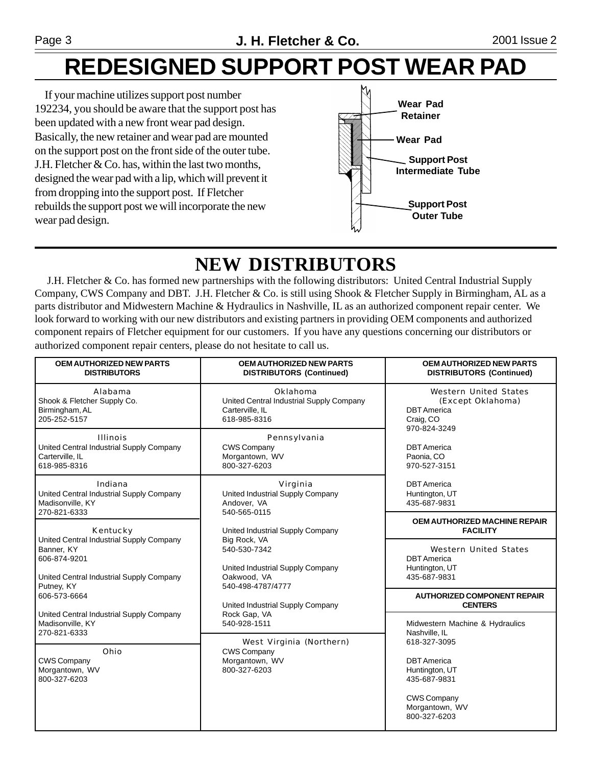# REDESIGNED SUPPORT POST WEAR PAD

If your machine utilizes support post number 192234, you should be aware that the support post has been updated with a new front wear pad design. Basically, the new retainer and wear pad are mounted on the support post on the front side of the outer tube. J.H. Fletcher & Co. has, within the last two months, designed the wear pad with a lip, which will prevent it from dropping into the support post. If Fletcher rebuilds the support post we will incorporate the new wear pad design.

Wear Pad Retainer

Wear Pad

Support Post Intermediate Tube

Support Post Outer Tube

# NEW DISTRIBUTORS

J.H. Fletcher & Co. has formed new partnerships with the following distributors: United Central Industrial Supply Company, CWS Company and DBT. J.H. Fletcher & Co. is still using Shook & Fletcher Supply in Birmingham, AL as a parts distributor and Midwestern Machine & Hydraulics in Nashville, IL as an authorized component repair center. We look forward to working with our new distributors and existing partners in providing OEM components and authorized component repairs of Fletcher equipment for our customers. If you have any questions concerning our distributors or authorized component repair centers, please do not hesitate to call us.

| OEM AUTHORIZED NEW PARTS DISTRIBUTORS | OEM AUTHORIZED NEW PARTS DISTRIBUTORS (Continued) | OEM AUTHORIZED NEW PARTS DISTRIBUTORS (Continued) |
|---|---|---|
| **Alabama**<br>Shook & Fletcher Supply Co.<br>Birmingham, AL<br>205-252-5157 | **Oklahoma**<br>United Central Industrial Supply Company<br>Carterville, IL<br>618-985-8316 | **Western United States (Except Oklahoma)**<br>DBT America<br>Craig, CO<br>970-824-3249<br><br>DBT America<br>Paonia, CO<br>970-527-3151<br><br>DBT America<br>Huntington, UT<br>435-687-9831 |
| **Illinois**<br>United Central Industrial Supply Company<br>Carterville, IL<br>618-985-8316 | **Pennsylvania**<br>CWS Company<br>Morgantown, WV<br>800-327-6203 | |
| **Indiana**<br>United Central Industrial Supply Company<br>Madisonville, KY<br>270-821-6333 | **Virginia**<br>United Industrial Supply Company<br>Andover, VA<br>540-565-0115<br><br>United Industrial Supply Company<br>Big Rock, VA<br>540-530-7342<br><br>United Industrial Supply Company<br>Oakwood, VA<br>540-498-4787/4777<br><br>United Industrial Supply Company<br>Rock Gap, VA<br>540-928-1511 | **OEM AUTHORIZED MACHINE REPAIR FACILITY** |
| **Kentucky**<br>United Central Industrial Supply Company<br>Banner, KY<br>606-874-9201<br><br>United Central Industrial Supply Company<br>Putney, KY<br>606-573-6664<br><br>United Central Industrial Supply Company<br>Madisonville, KY<br>270-821-6333 | | **Western United States**<br>DBT America<br>Huntington, UT<br>435-687-9831 |
| | | **AUTHORIZED COMPONENT REPAIR CENTERS** |
| **Ohio**<br>CWS Company<br>Morgantown, WV<br>800-327-6203 | **West Virginia (Northern)**<br>CWS Company<br>Morgantown, WV<br>800-327-6203 | Midwestern Machine & Hydraulics<br>Nashville, IL<br>618-327-3095<br><br>DBT America<br>Huntington, UT<br>435-687-9831<br><br>CWS Company<br>Morgantown, WV<br>800-327-6203 |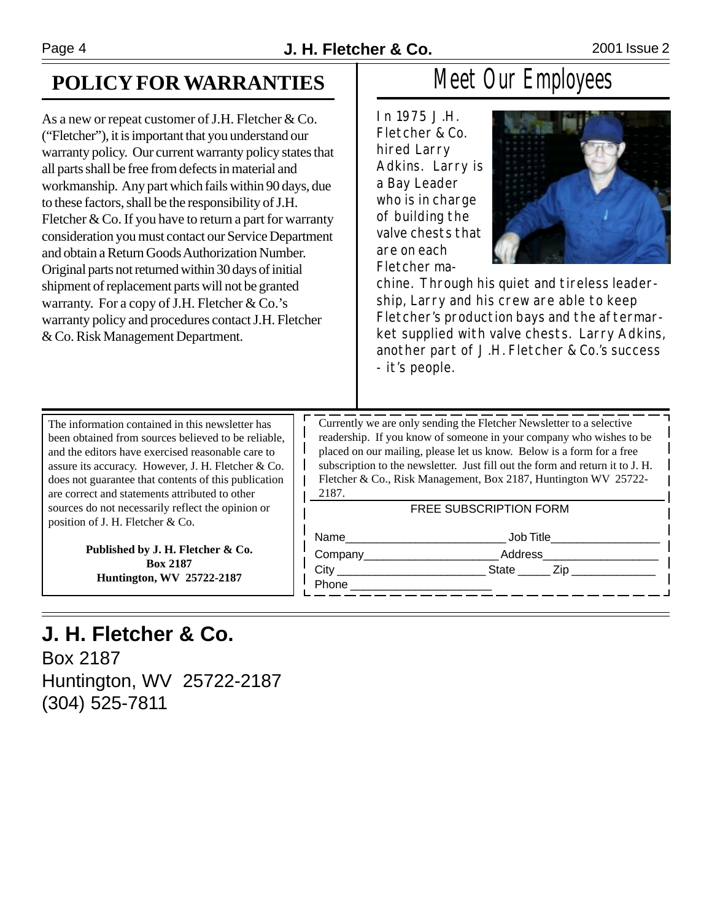## POLICY FOR WARRANTIES

As a new or repeat customer of J.H. Fletcher & Co. ("Fletcher"), it is important that you understand our warranty policy. Our current warranty policy states that all parts shall be free from defects in material and workmanship. Any part which fails within 90 days, due to these factors, shall be the responsibility of J.H. Fletcher & Co. If you have to return a part for warranty consideration you must contact our Service Department and obtain a Return Goods Authorization Number. Original parts not returned within 30 days of initial shipment of replacement parts will not be granted warranty. For a copy of J.H. Fletcher & Co.'s warranty policy and procedures contact J.H. Fletcher & Co. Risk Management Department.

## Meet Our Employees

In 1975 J.H. Fletcher & Co. hired Larry Adkins. Larry is a Bay Leader who is in charge of building the valve chests that are on each Fletcher machine. Through his quiet and tireless leadership, Larry and his crew are able to keep Fletcher's production bays and the aftermarket supplied with valve chests. Larry Adkins, another part of J.H. Fletcher & Co.'s success - it's people.

---

The information contained in this newsletter has been obtained from sources believed to be reliable, and the editors have exercised reasonable care to assure its accuracy. However, J. H. Fletcher & Co. does not guarantee that contents of this publication are correct and statements attributed to other sources do not necessarily reflect the opinion or position of J. H. Fletcher & Co.

**Published by J. H. Fletcher & Co.**
**Box 2187**
**Huntington, WV 25722-2187**

Currently we are only sending the Fletcher Newsletter to a selective readership. If you know of someone in your company who wishes to be placed on our mailing, please let us know. Below is a form for a free subscription to the newsletter. Just fill out the form and return it to J. H. Fletcher & Co., Risk Management, Box 2187, Huntington WV 25722-2187.

FREE SUBSCRIPTION FORM

Name_________________________ Job Title_________________

Company_____________________ Address__________________

City _______________________ State _____ Zip _____________

Phone ______________________

---

**J. H. Fletcher & Co.**
Box 2187
Huntington, WV 25722-2187
(304) 525-7811